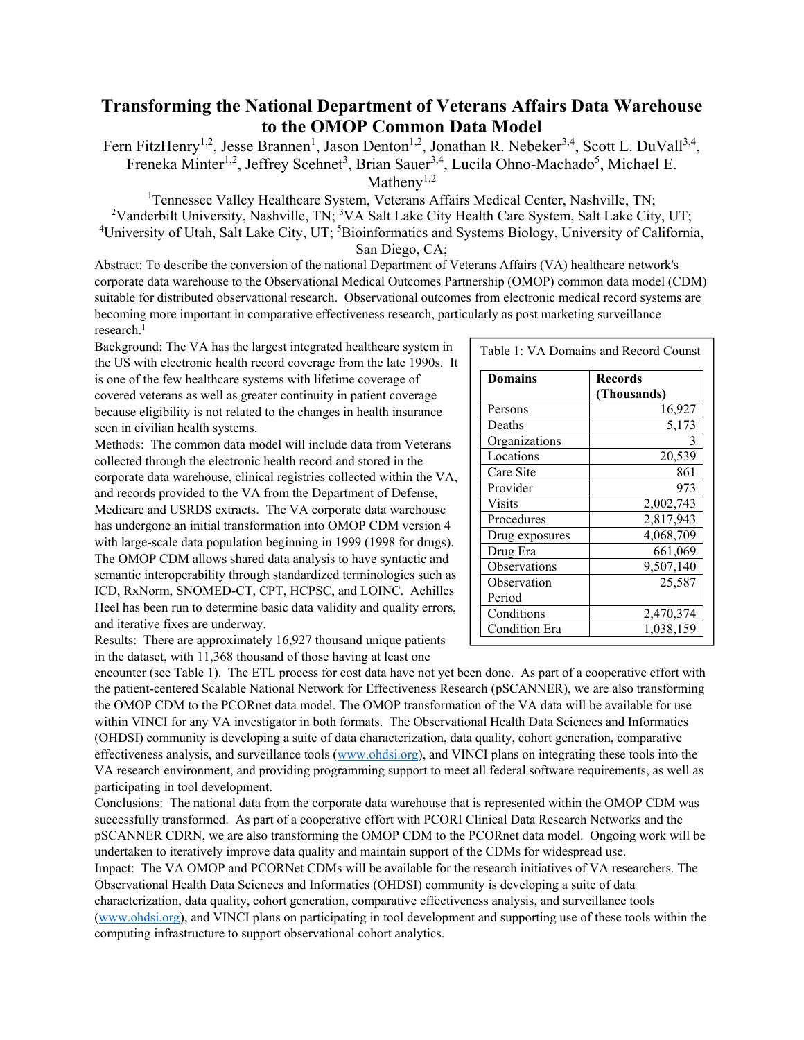# Transforming the National Department of Veterans Affairs Data Warehouse to the OMOP Common Data Model

Fern FitzHenry[1,2], Jesse Brannen[1], Jason Denton[1,2], Jonathan R. Nebeker[3,4], Scott L. DuVall[3,4], Freneka Minter[1,2], Jeffrey Scehnet[3], Brian Sauer[3,4], Lucila Ohno-Machado[5], Michael E. Matheny[1,2]

[1]Tennessee Valley Healthcare System, Veterans Affairs Medical Center, Nashville, TN; [2]Vanderbilt University, Nashville, TN; [3]VA Salt Lake City Health Care System, Salt Lake City, UT; [4]University of Utah, Salt Lake City, UT; [5]Bioinformatics and Systems Biology, University of California, San Diego, CA;

Abstract: To describe the conversion of the national Department of Veterans Affairs (VA) healthcare network's corporate data warehouse to the Observational Medical Outcomes Partnership (OMOP) common data model (CDM) suitable for distributed observational research. Observational outcomes from electronic medical record systems are becoming more important in comparative effectiveness research, particularly as post marketing surveillance research.[1]

Background: The VA has the largest integrated healthcare system in the US with electronic health record coverage from the late 1990s. It is one of the few healthcare systems with lifetime coverage of covered veterans as well as greater continuity in patient coverage because eligibility is not related to the changes in health insurance seen in civilian health systems.

Methods: The common data model will include data from Veterans collected through the electronic health record and stored in the corporate data warehouse, clinical registries collected within the VA, and records provided to the VA from the Department of Defense, Medicare and USRDS extracts. The VA corporate data warehouse has undergone an initial transformation into OMOP CDM version 4 with large-scale data population beginning in 1999 (1998 for drugs). The OMOP CDM allows shared data analysis to have syntactic and semantic interoperability through standardized terminologies such as ICD, RxNorm, SNOMED-CT, CPT, HCPSC, and LOINC. Achilles Heel has been run to determine basic data validity and quality errors, and iterative fixes are underway.

Table 1: VA Domains and Record Counst

| Domains | Records (Thousands) |
|---|---:|
| Persons | 16,927 |
| Deaths | 5,173 |
| Organizations | 3 |
| Locations | 20,539 |
| Care Site | 861 |
| Provider | 973 |
| Visits | 2,002,743 |
| Procedures | 2,817,943 |
| Drug exposures | 4,068,709 |
| Drug Era | 661,069 |
| Observations | 9,507,140 |
| Observation Period | 25,587 |
| Conditions | 2,470,374 |
| Condition Era | 1,038,159 |

Results: There are approximately 16,927 thousand unique patients in the dataset, with 11,368 thousand of those having at least one encounter (see Table 1). The ETL process for cost data have not yet been done. As part of a cooperative effort with the patient-centered Scalable National Network for Effectiveness Research (pSCANNER), we are also transforming the OMOP CDM to the PCORnet data model. The OMOP transformation of the VA data will be available for use within VINCI for any VA investigator in both formats. The Observational Health Data Sciences and Informatics (OHDSI) community is developing a suite of data characterization, data quality, cohort generation, comparative effectiveness analysis, and surveillance tools (www.ohdsi.org), and VINCI plans on integrating these tools into the VA research environment, and providing programming support to meet all federal software requirements, as well as participating in tool development.

Conclusions: The national data from the corporate data warehouse that is represented within the OMOP CDM was successfully transformed. As part of a cooperative effort with PCORI Clinical Data Research Networks and the pSCANNER CDRN, we are also transforming the OMOP CDM to the PCORnet data model. Ongoing work will be undertaken to iteratively improve data quality and maintain support of the CDMs for widespread use.

Impact: The VA OMOP and PCORNet CDMs will be available for the research initiatives of VA researchers. The Observational Health Data Sciences and Informatics (OHDSI) community is developing a suite of data characterization, data quality, cohort generation, comparative effectiveness analysis, and surveillance tools (www.ohdsi.org), and VINCI plans on participating in tool development and supporting use of these tools within the computing infrastructure to support observational cohort analytics.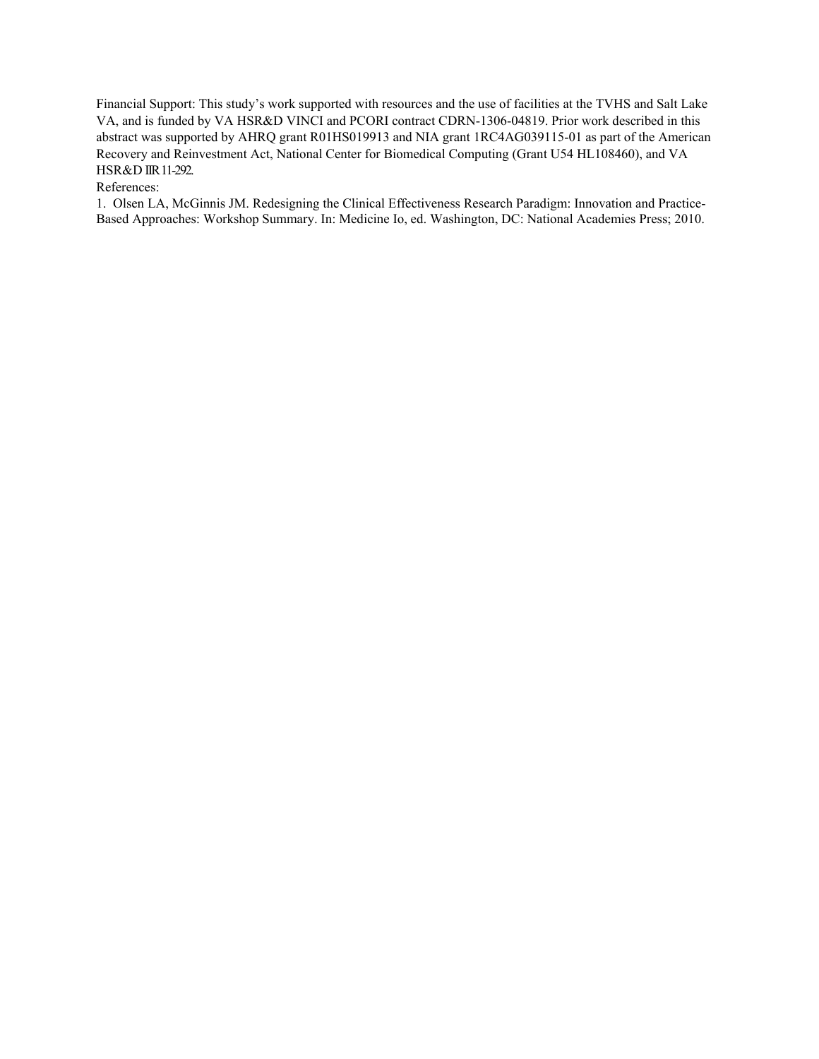Financial Support: This study's work supported with resources and the use of facilities at the TVHS and Salt Lake VA, and is funded by VA HSR&D VINCI and PCORI contract CDRN-1306-04819. Prior work described in this abstract was supported by AHRQ grant R01HS019913 and NIA grant 1RC4AG039115-01 as part of the American Recovery and Reinvestment Act, National Center for Biomedical Computing (Grant U54 HL108460), and VA HSR&D IIR 11-292.

References:

1. Olsen LA, McGinnis JM. Redesigning the Clinical Effectiveness Research Paradigm: Innovation and Practice-Based Approaches: Workshop Summary. In: Medicine Io, ed. Washington, DC: National Academies Press; 2010.